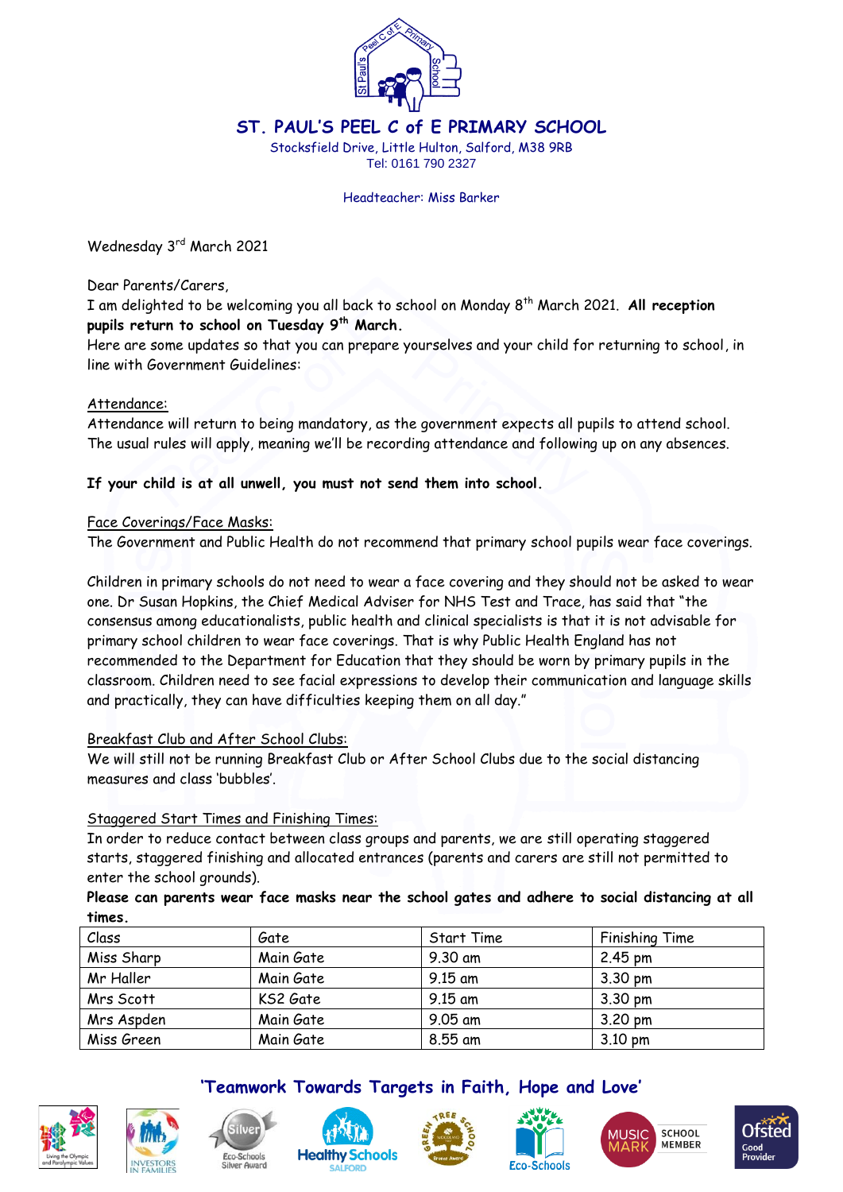# ST. PAUL'S PEEL C of E PRIMARY SCHOOL

Stocksfield Drive, Little Hulton, Salford, M38 9RB
Tel: 0161 790 2327

Headteacher: Miss Barker

Wednesday 3rd March 2021

Dear Parents/Carers,
I am delighted to be welcoming you all back to school on Monday 8th March 2021. **All reception pupils return to school on Tuesday 9th March.**
Here are some updates so that you can prepare yourselves and your child for returning to school, in line with Government Guidelines:

Attendance:
Attendance will return to being mandatory, as the government expects all pupils to attend school. The usual rules will apply, meaning we'll be recording attendance and following up on any absences.

**If your child is at all unwell, you must not send them into school.**

Face Coverings/Face Masks:
The Government and Public Health do not recommend that primary school pupils wear face coverings.

Children in primary schools do not need to wear a face covering and they should not be asked to wear one. Dr Susan Hopkins, the Chief Medical Adviser for NHS Test and Trace, has said that "the consensus among educationalists, public health and clinical specialists is that it is not advisable for primary school children to wear face coverings. That is why Public Health England has not recommended to the Department for Education that they should be worn by primary pupils in the classroom. Children need to see facial expressions to develop their communication and language skills and practically, they can have difficulties keeping them on all day."

Breakfast Club and After School Clubs:
We will still not be running Breakfast Club or After School Clubs due to the social distancing measures and class 'bubbles'.

Staggered Start Times and Finishing Times:
In order to reduce contact between class groups and parents, we are still operating staggered starts, staggered finishing and allocated entrances (parents and carers are still not permitted to enter the school grounds).
**Please can parents wear face masks near the school gates and adhere to social distancing at all times.**

| Class | Gate | Start Time | Finishing Time |
|---|---|---|---|
| Miss Sharp | Main Gate | 9.30 am | 2.45 pm |
| Mr Haller | Main Gate | 9.15 am | 3.30 pm |
| Mrs Scott | KS2 Gate | 9.15 am | 3.30 pm |
| Mrs Aspden | Main Gate | 9.05 am | 3.20 pm |
| Miss Green | Main Gate | 8.55 am | 3.10 pm |

'Teamwork Towards Targets in Faith, Hope and Love'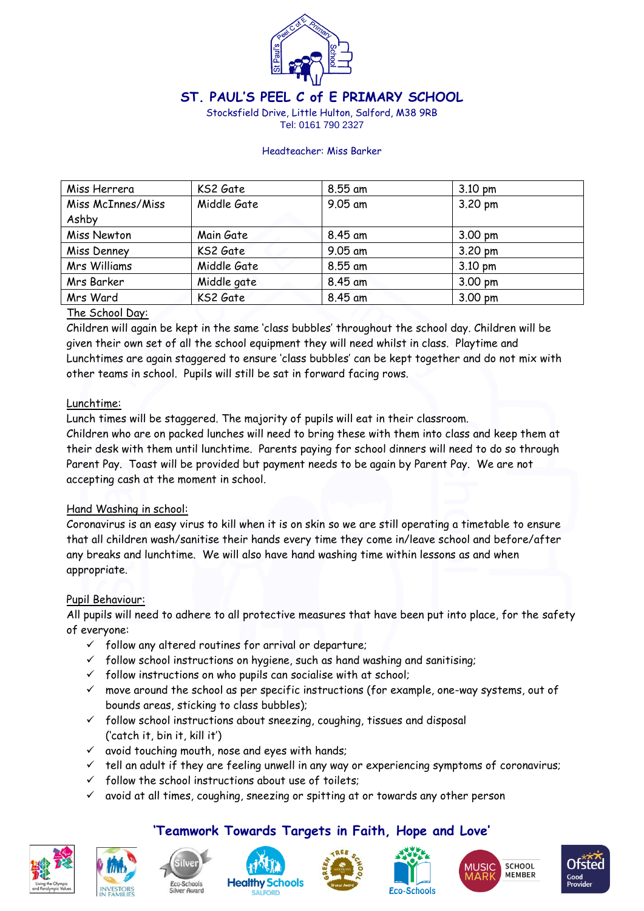# ST. PAUL'S PEEL C of E PRIMARY SCHOOL

Stocksfield Drive, Little Hulton, Salford, M38 9RB
Tel: 0161 790 2327

Headteacher: Miss Barker

| Miss Herrera | KS2 Gate | 8.55 am | 3.10 pm |
|---|---|---|---|
| Miss McInnes/Miss Ashby | Middle Gate | 9.05 am | 3.20 pm |
| Miss Newton | Main Gate | 8.45 am | 3.00 pm |
| Miss Denney | KS2 Gate | 9.05 am | 3.20 pm |
| Mrs Williams | Middle Gate | 8.55 am | 3.10 pm |
| Mrs Barker | Middle gate | 8.45 am | 3.00 pm |
| Mrs Ward | KS2 Gate | 8.45 am | 3.00 pm |

**The School Day:**
Children will again be kept in the same 'class bubbles' throughout the school day. Children will be given their own set of all the school equipment they will need whilst in class. Playtime and Lunchtimes are again staggered to ensure 'class bubbles' can be kept together and do not mix with other teams in school. Pupils will still be sat in forward facing rows.

**Lunchtime:**
Lunch times will be staggered. The majority of pupils will eat in their classroom.
Children who are on packed lunches will need to bring these with them into class and keep them at their desk with them until lunchtime. Parents paying for school dinners will need to do so through Parent Pay. Toast will be provided but payment needs to be again by Parent Pay. We are not accepting cash at the moment in school.

**Hand Washing in school:**
Coronavirus is an easy virus to kill when it is on skin so we are still operating a timetable to ensure that all children wash/sanitise their hands every time they come in/leave school and before/after any breaks and lunchtime. We will also have hand washing time within lessons as and when appropriate.

**Pupil Behaviour:**
All pupils will need to adhere to all protective measures that have been put into place, for the safety of everyone:

- ✓ follow any altered routines for arrival or departure;
- ✓ follow school instructions on hygiene, such as hand washing and sanitising;
- ✓ follow instructions on who pupils can socialise with at school;
- ✓ move around the school as per specific instructions (for example, one-way systems, out of bounds areas, sticking to class bubbles);
- ✓ follow school instructions about sneezing, coughing, tissues and disposal ('catch it, bin it, kill it')
- ✓ avoid touching mouth, nose and eyes with hands;
- ✓ tell an adult if they are feeling unwell in any way or experiencing symptoms of coronavirus;
- ✓ follow the school instructions about use of toilets;
- ✓ avoid at all times, coughing, sneezing or spitting at or towards any other person

**'Teamwork Towards Targets in Faith, Hope and Love'**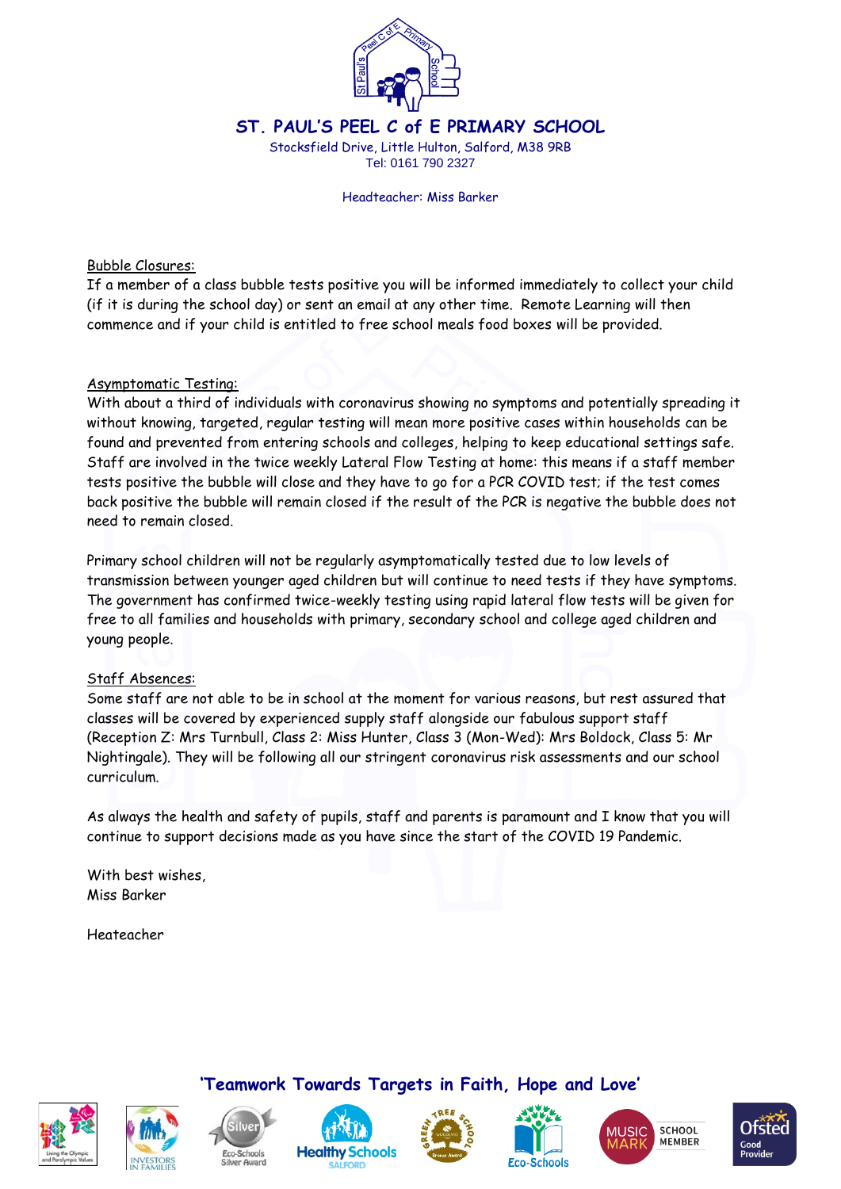# ST. PAUL'S PEEL C of E PRIMARY SCHOOL

Stocksfield Drive, Little Hulton, Salford, M38 9RB
Tel: 0161 790 2327

Headteacher: Miss Barker

Bubble Closures:
If a member of a class bubble tests positive you will be informed immediately to collect your child (if it is during the school day) or sent an email at any other time. Remote Learning will then commence and if your child is entitled to free school meals food boxes will be provided.

Asymptomatic Testing:
With about a third of individuals with coronavirus showing no symptoms and potentially spreading it without knowing, targeted, regular testing will mean more positive cases within households can be found and prevented from entering schools and colleges, helping to keep educational settings safe. Staff are involved in the twice weekly Lateral Flow Testing at home: this means if a staff member tests positive the bubble will close and they have to go for a PCR COVID test; if the test comes back positive the bubble will remain closed if the result of the PCR is negative the bubble does not need to remain closed.

Primary school children will not be regularly asymptomatically tested due to low levels of transmission between younger aged children but will continue to need tests if they have symptoms. The government has confirmed twice-weekly testing using rapid lateral flow tests will be given for free to all families and households with primary, secondary school and college aged children and young people.

Staff Absences:
Some staff are not able to be in school at the moment for various reasons, but rest assured that classes will be covered by experienced supply staff alongside our fabulous support staff (Reception Z: Mrs Turnbull, Class 2: Miss Hunter, Class 3 (Mon-Wed): Mrs Boldock, Class 5: Mr Nightingale). They will be following all our stringent coronavirus risk assessments and our school curriculum.

As always the health and safety of pupils, staff and parents is paramount and I know that you will continue to support decisions made as you have since the start of the COVID 19 Pandemic.

With best wishes,
Miss Barker

Heateacher

'Teamwork Towards Targets in Faith, Hope and Love'